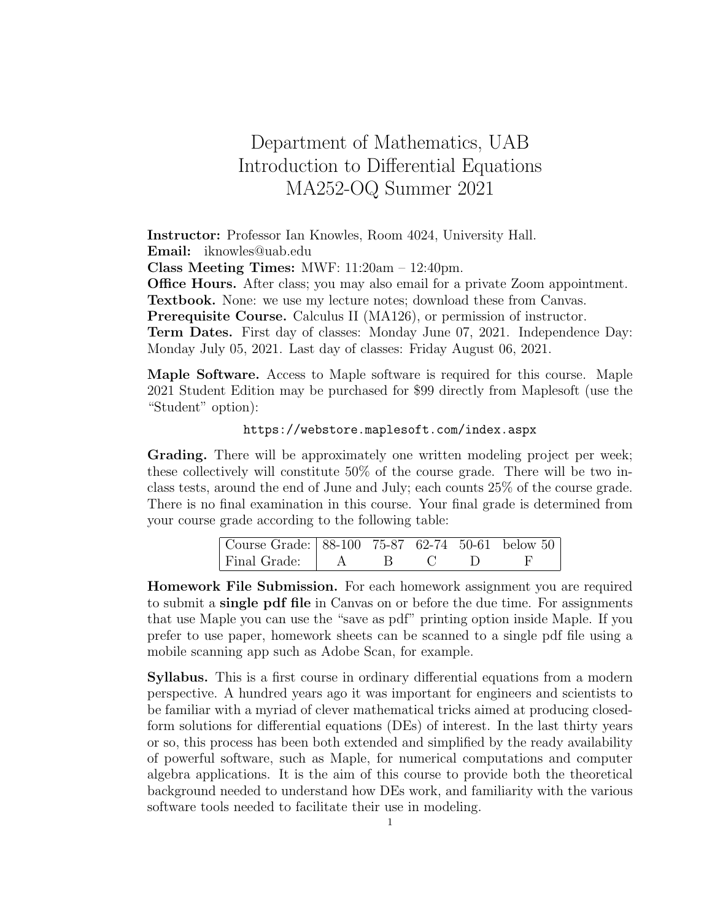# Department of Mathematics, UAB
# Introduction to Differential Equations
# MA252-OQ Summer 2021

**Instructor:** Professor Ian Knowles, Room 4024, University Hall.
**Email:** iknowles@uab.edu
**Class Meeting Times:** MWF: 11:20am – 12:40pm.
**Office Hours.** After class; you may also email for a private Zoom appointment.
**Textbook.** None: we use my lecture notes; download these from Canvas.
**Prerequisite Course.** Calculus II (MA126), or permission of instructor.
**Term Dates.** First day of classes: Monday June 07, 2021. Independence Day: Monday July 05, 2021. Last day of classes: Friday August 06, 2021.

**Maple Software.** Access to Maple software is required for this course. Maple 2021 Student Edition may be purchased for $99 directly from Maplesoft (use the "Student" option):

`https://webstore.maplesoft.com/index.aspx`

**Grading.** There will be approximately one written modeling project per week; these collectively will constitute 50% of the course grade. There will be two in-class tests, around the end of June and July; each counts 25% of the course grade. There is no final examination in this course. Your final grade is determined from your course grade according to the following table:

| Course Grade: | 88-100 | 75-87 | 62-74 | 50-61 | below 50 |
|---|---|---|---|---|---|
| Final Grade: | A | B | C | D | F |

**Homework File Submission.** For each homework assignment you are required to submit a **single pdf file** in Canvas on or before the due time. For assignments that use Maple you can use the "save as pdf" printing option inside Maple. If you prefer to use paper, homework sheets can be scanned to a single pdf file using a mobile scanning app such as Adobe Scan, for example.

**Syllabus.** This is a first course in ordinary differential equations from a modern perspective. A hundred years ago it was important for engineers and scientists to be familiar with a myriad of clever mathematical tricks aimed at producing closed-form solutions for differential equations (DEs) of interest. In the last thirty years or so, this process has been both extended and simplified by the ready availability of powerful software, such as Maple, for numerical computations and computer algebra applications. It is the aim of this course to provide both the theoretical background needed to understand how DEs work, and familiarity with the various software tools needed to facilitate their use in modeling.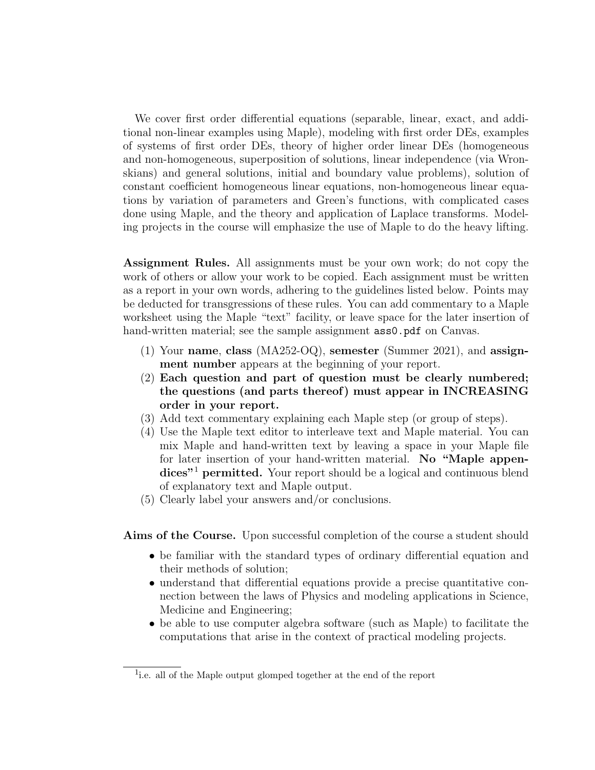We cover first order differential equations (separable, linear, exact, and additional non-linear examples using Maple), modeling with first order DEs, examples of systems of first order DEs, theory of higher order linear DEs (homogeneous and non-homogeneous, superposition of solutions, linear independence (via Wronskians) and general solutions, initial and boundary value problems), solution of constant coefficient homogeneous linear equations, non-homogeneous linear equations by variation of parameters and Green's functions, with complicated cases done using Maple, and the theory and application of Laplace transforms. Modeling projects in the course will emphasize the use of Maple to do the heavy lifting.

**Assignment Rules.** All assignments must be your own work; do not copy the work of others or allow your work to be copied. Each assignment must be written as a report in your own words, adhering to the guidelines listed below. Points may be deducted for transgressions of these rules. You can add commentary to a Maple worksheet using the Maple "text" facility, or leave space for the later insertion of hand-written material; see the sample assignment `ass0.pdf` on Canvas.

(1) Your **name**, **class** (MA252-OQ), **semester** (Summer 2021), and **assignment number** appears at the beginning of your report.
(2) **Each question and part of question must be clearly numbered; the questions (and parts thereof) must appear in INCREASING order in your report.**
(3) Add text commentary explaining each Maple step (or group of steps).
(4) Use the Maple text editor to interleave text and Maple material. You can mix Maple and hand-written text by leaving a space in your Maple file for later insertion of your hand-written material. **No "Maple appendices"**[1] **permitted.** Your report should be a logical and continuous blend of explanatory text and Maple output.
(5) Clearly label your answers and/or conclusions.

**Aims of the Course.** Upon successful completion of the course a student should

- be familiar with the standard types of ordinary differential equation and their methods of solution;
- understand that differential equations provide a precise quantitative connection between the laws of Physics and modeling applications in Science, Medicine and Engineering;
- be able to use computer algebra software (such as Maple) to facilitate the computations that arise in the context of practical modeling projects.

[1] i.e. all of the Maple output glomped together at the end of the report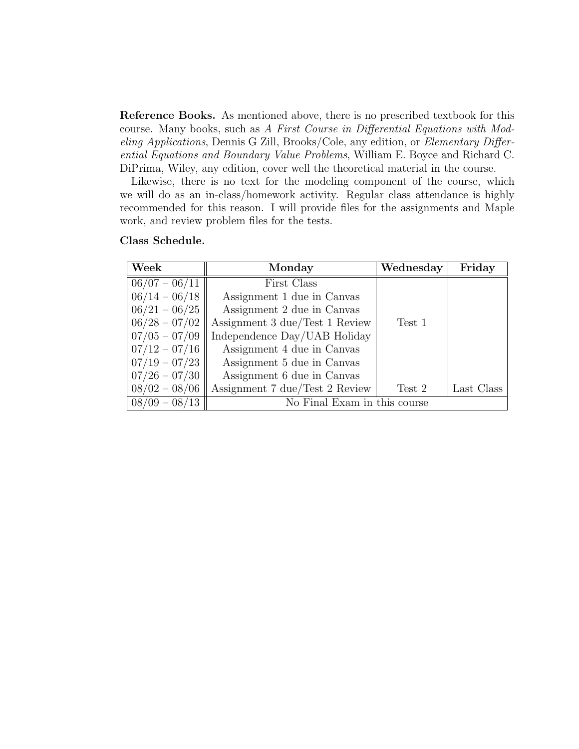**Reference Books.** As mentioned above, there is no prescribed textbook for this course. Many books, such as *A First Course in Differential Equations with Modeling Applications*, Dennis G Zill, Brooks/Cole, any edition, or *Elementary Differential Equations and Boundary Value Problems*, William E. Boyce and Richard C. DiPrima, Wiley, any edition, cover well the theoretical material in the course.

Likewise, there is no text for the modeling component of the course, which we will do as an in-class/homework activity. Regular class attendance is highly recommended for this reason. I will provide files for the assignments and Maple work, and review problem files for the tests.

**Class Schedule.**

| **Week** | **Monday** | **Wednesday** | **Friday** |
|---|---|---|---|
| 06/07 – 06/11 | First Class | | |
| 06/14 – 06/18 | Assignment 1 due in Canvas | | |
| 06/21 – 06/25 | Assignment 2 due in Canvas | | |
| 06/28 – 07/02 | Assignment 3 due/Test 1 Review | Test 1 | |
| 07/05 – 07/09 | Independence Day/UAB Holiday | | |
| 07/12 – 07/16 | Assignment 4 due in Canvas | | |
| 07/19 – 07/23 | Assignment 5 due in Canvas | | |
| 07/26 – 07/30 | Assignment 6 due in Canvas | | |
| 08/02 – 08/06 | Assignment 7 due/Test 2 Review | Test 2 | Last Class |
| 08/09 – 08/13 | No Final Exam in this course | | |